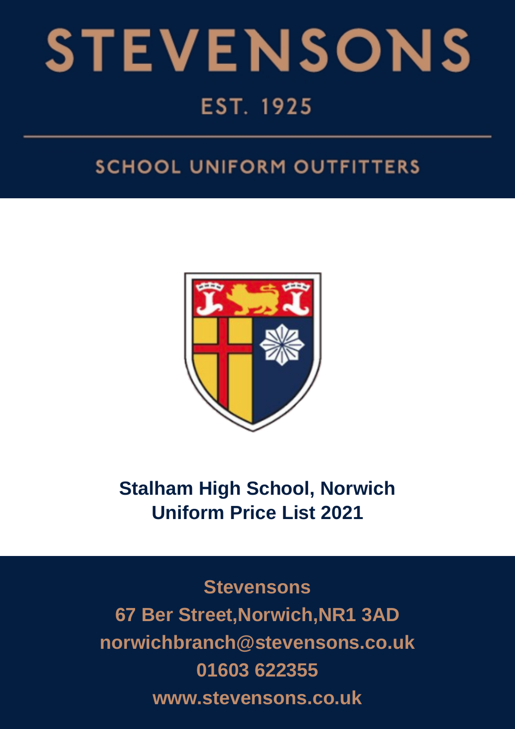# STEVENSONS

EST. 1925

SCHOOL UNIFORM OUTFITTERS

## Stalham High School, Norwich
## Uniform Price List 2021

**Stevensons**
**67 Ber Street,Norwich,NR1 3AD**
**norwichbranch@stevensons.co.uk**
**01603 622355**
**www.stevensons.co.uk**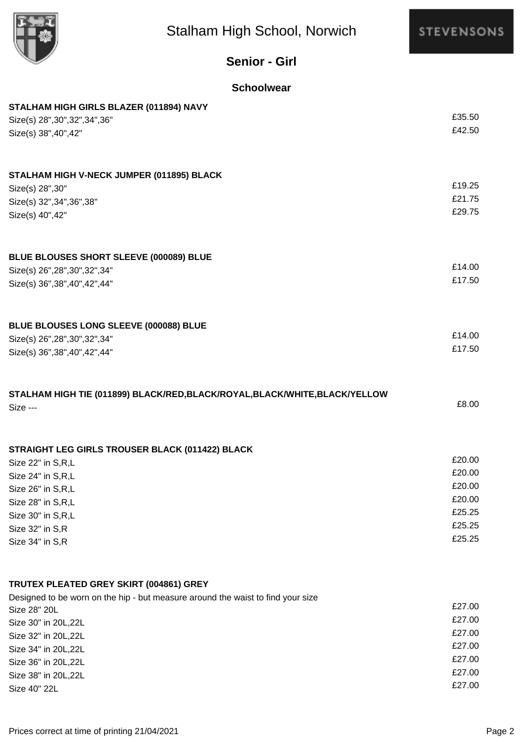# Stalham High School, Norwich

## Senior - Girl

### Schoolwear

**STALHAM HIGH GIRLS BLAZER (011894) NAVY**

| Size | Price |
| --- | --- |
| Size(s) 28",30",32",34",36" | £35.50 |
| Size(s) 38",40",42" | £42.50 |

**STALHAM HIGH V-NECK JUMPER (011895) BLACK**

| Size | Price |
| --- | --- |
| Size(s) 28",30" | £19.25 |
| Size(s) 32",34",36",38" | £21.75 |
| Size(s) 40",42" | £29.75 |

**BLUE BLOUSES SHORT SLEEVE (000089) BLUE**

| Size | Price |
| --- | --- |
| Size(s) 26",28",30",32",34" | £14.00 |
| Size(s) 36",38",40",42",44" | £17.50 |

**BLUE BLOUSES LONG SLEEVE (000088) BLUE**

| Size | Price |
| --- | --- |
| Size(s) 26",28",30",32",34" | £14.00 |
| Size(s) 36",38",40",42",44" | £17.50 |

**STALHAM HIGH TIE (011899) BLACK/RED,BLACK/ROYAL,BLACK/WHITE,BLACK/YELLOW**

| Size | Price |
| --- | --- |
| Size --- | £8.00 |

**STRAIGHT LEG GIRLS TROUSER BLACK (011422) BLACK**

| Size | Price |
| --- | --- |
| Size 22" in S,R,L | £20.00 |
| Size 24" in S,R,L | £20.00 |
| Size 26" in S,R,L | £20.00 |
| Size 28" in S,R,L | £20.00 |
| Size 30" in S,R,L | £25.25 |
| Size 32" in S,R | £25.25 |
| Size 34" in S,R | £25.25 |

**TRUTEX PLEATED GREY SKIRT (004861) GREY**

Designed to be worn on the hip - but measure around the waist to find your size

| Size | Price |
| --- | --- |
| Size 28" 20L | £27.00 |
| Size 30" in 20L,22L | £27.00 |
| Size 32" in 20L,22L | £27.00 |
| Size 34" in 20L,22L | £27.00 |
| Size 36" in 20L,22L | £27.00 |
| Size 38" in 20L,22L | £27.00 |
| Size 40" 22L | £27.00 |

Prices correct at time of printing 21/04/2021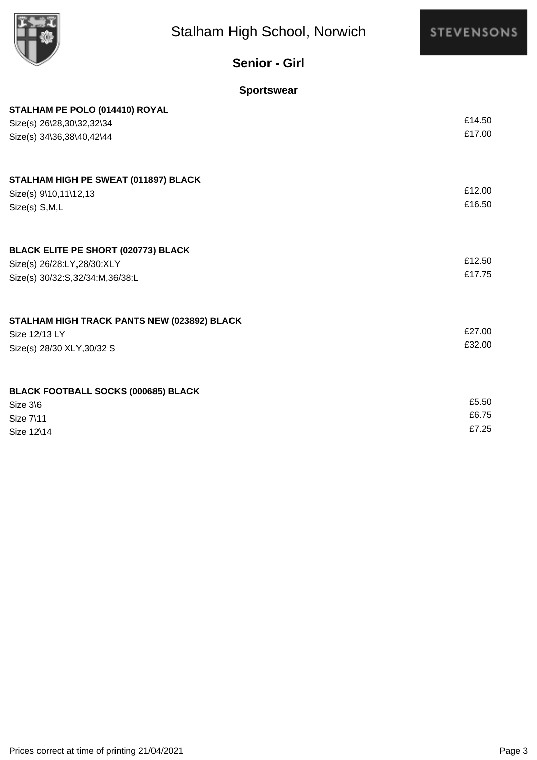# Stalham High School, Norwich

STEVENSONS

## Senior - Girl

### Sportswear

**STALHAM PE POLO (014410) ROYAL**

| | |
|---|---|
| Size(s) 26\28,30\32,32\34 | £14.50 |
| Size(s) 34\36,38\40,42\44 | £17.00 |

**STALHAM HIGH PE SWEAT (011897) BLACK**

| | |
|---|---|
| Size(s) 9\10,11\12,13 | £12.00 |
| Size(s) S,M,L | £16.50 |

**BLACK ELITE PE SHORT (020773) BLACK**

| | |
|---|---|
| Size(s) 26/28:LY,28/30:XLY | £12.50 |
| Size(s) 30/32:S,32/34:M,36/38:L | £17.75 |

**STALHAM HIGH TRACK PANTS NEW (023892) BLACK**

| | |
|---|---|
| Size 12/13 LY | £27.00 |
| Size(s) 28/30 XLY,30/32 S | £32.00 |

**BLACK FOOTBALL SOCKS (000685) BLACK**

| | |
|---|---|
| Size 3\6 | £5.50 |
| Size 7\11 | £6.75 |
| Size 12\14 | £7.25 |

Prices correct at time of printing 21/04/2021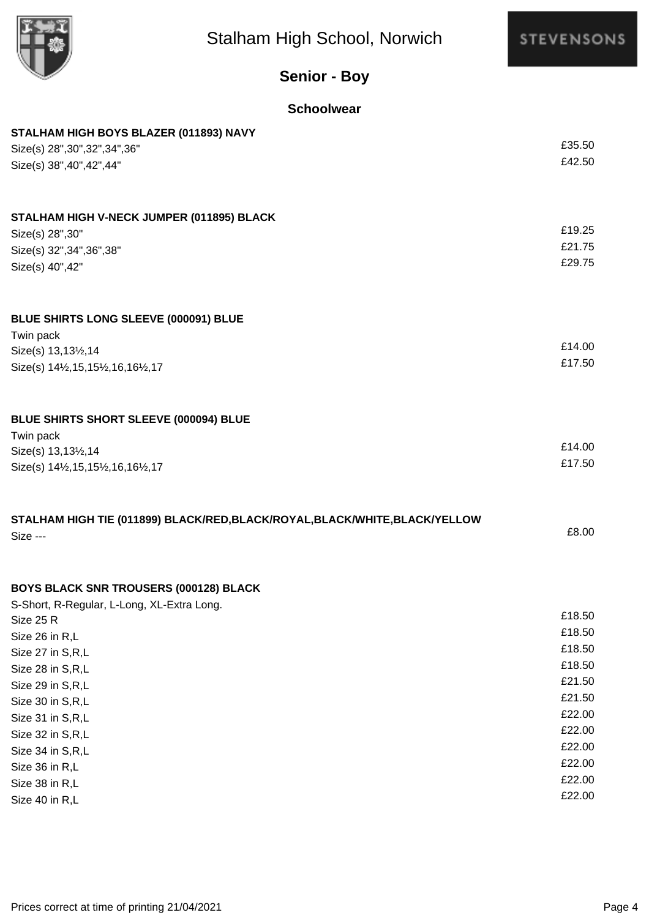# Stalham High School, Norwich

## Senior - Boy

### Schoolwear

**STALHAM HIGH BOYS BLAZER (011893) NAVY**

| Size | Price |
|---|---|
| Size(s) 28",30",32",34",36" | £35.50 |
| Size(s) 38",40",42",44" | £42.50 |

**STALHAM HIGH V-NECK JUMPER (011895) BLACK**

| Size | Price |
|---|---|
| Size(s) 28",30" | £19.25 |
| Size(s) 32",34",36",38" | £21.75 |
| Size(s) 40",42" | £29.75 |

**BLUE SHIRTS LONG SLEEVE (000091) BLUE**

Twin pack

| Size | Price |
|---|---|
| Size(s) 13,13½,14 | £14.00 |
| Size(s) 14½,15,15½,16,16½,17 | £17.50 |

**BLUE SHIRTS SHORT SLEEVE (000094) BLUE**

Twin pack

| Size | Price |
|---|---|
| Size(s) 13,13½,14 | £14.00 |
| Size(s) 14½,15,15½,16,16½,17 | £17.50 |

**STALHAM HIGH TIE (011899) BLACK/RED,BLACK/ROYAL,BLACK/WHITE,BLACK/YELLOW**

| Size | Price |
|---|---|
| Size --- | £8.00 |

**BOYS BLACK SNR TROUSERS (000128) BLACK**

S-Short, R-Regular, L-Long, XL-Extra Long.

| Size | Price |
|---|---|
| Size 25 R | £18.50 |
| Size 26 in R,L | £18.50 |
| Size 27 in S,R,L | £18.50 |
| Size 28 in S,R,L | £18.50 |
| Size 29 in S,R,L | £21.50 |
| Size 30 in S,R,L | £21.50 |
| Size 31 in S,R,L | £22.00 |
| Size 32 in S,R,L | £22.00 |
| Size 34 in S,R,L | £22.00 |
| Size 36 in R,L | £22.00 |
| Size 38 in R,L | £22.00 |
| Size 40 in R,L | £22.00 |

Prices correct at time of printing 21/04/2021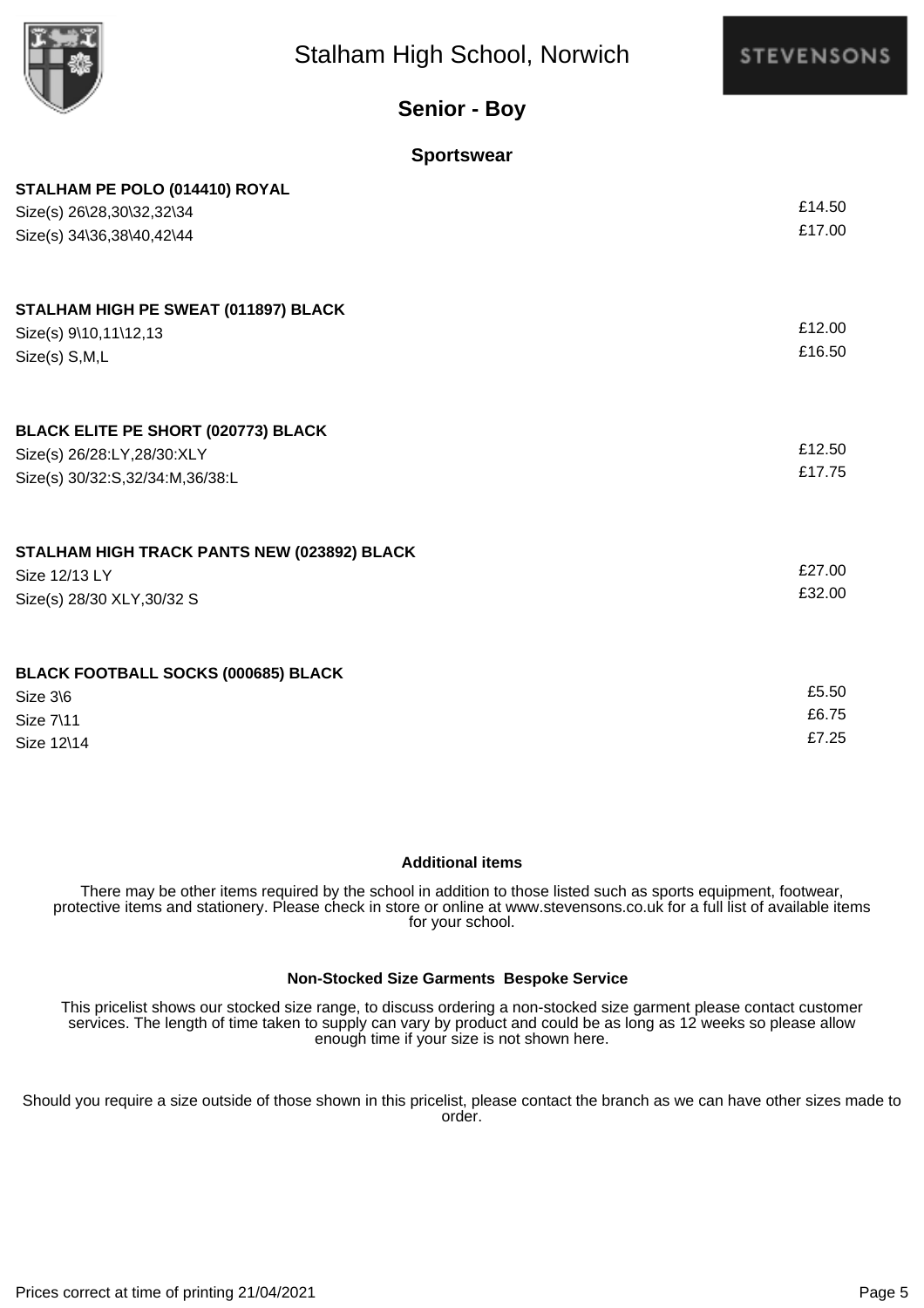# Stalham High School, Norwich

## Senior - Boy

### Sportswear

**STALHAM PE POLO (014410) ROYAL**

| | |
|---|---|
| Size(s) 26\28,30\32,32\34 | £14.50 |
| Size(s) 34\36,38\40,42\44 | £17.00 |

**STALHAM HIGH PE SWEAT (011897) BLACK**

| | |
|---|---|
| Size(s) 9\10,11\12,13 | £12.00 |
| Size(s) S,M,L | £16.50 |

**BLACK ELITE PE SHORT (020773) BLACK**

| | |
|---|---|
| Size(s) 26/28:LY,28/30:XLY | £12.50 |
| Size(s) 30/32:S,32/34:M,36/38:L | £17.75 |

**STALHAM HIGH TRACK PANTS NEW (023892) BLACK**

| | |
|---|---|
| Size 12/13 LY | £27.00 |
| Size(s) 28/30 XLY,30/32 S | £32.00 |

**BLACK FOOTBALL SOCKS (000685) BLACK**

| | |
|---|---|
| Size 3\6 | £5.50 |
| Size 7\11 | £6.75 |
| Size 12\14 | £7.25 |

**Additional items**

There may be other items required by the school in addition to those listed such as sports equipment, footwear, protective items and stationery. Please check in store or online at www.stevensons.co.uk for a full list of available items for your school.

**Non-Stocked Size Garments Bespoke Service**

This pricelist shows our stocked size range, to discuss ordering a non-stocked size garment please contact customer services. The length of time taken to supply can vary by product and could be as long as 12 weeks so please allow enough time if your size is not shown here.

Should you require a size outside of those shown in this pricelist, please contact the branch as we can have other sizes made to order.

Prices correct at time of printing 21/04/2021